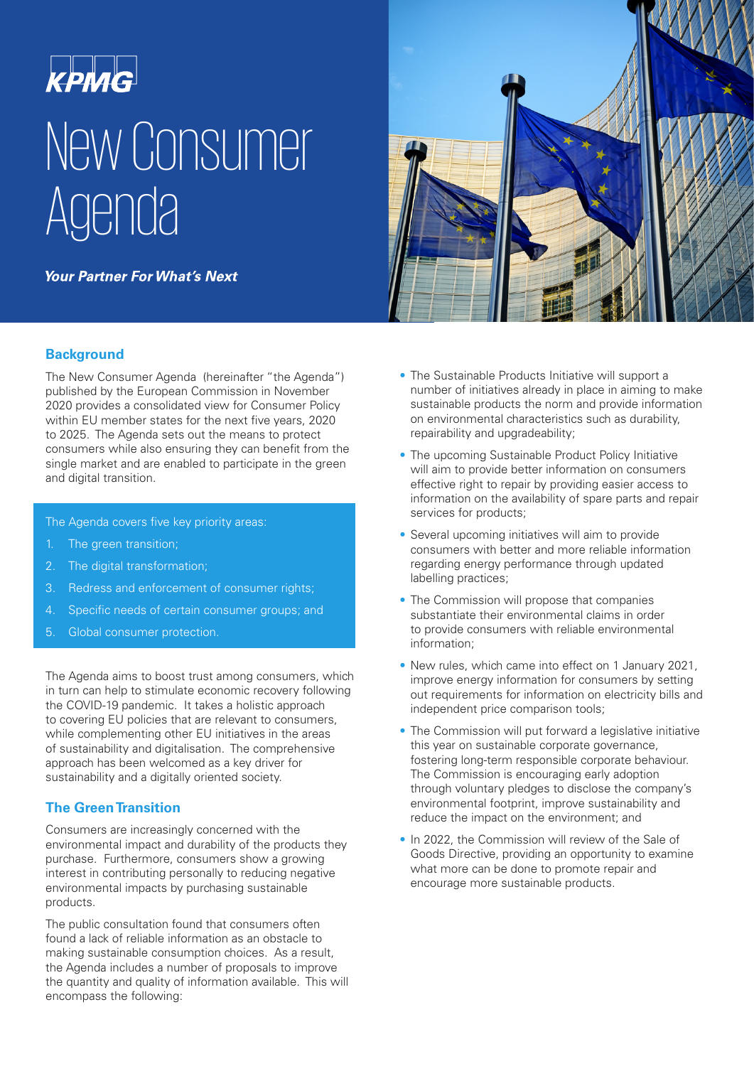KPMG

# New Consumer Agenda

***Your Partner For What's Next***

## Background

The New Consumer Agenda (hereinafter "the Agenda") published by the European Commission in November 2020 provides a consolidated view for Consumer Policy within EU member states for the next five years, 2020 to 2025. The Agenda sets out the means to protect consumers while also ensuring they can benefit from the single market and are enabled to participate in the green and digital transition.

The Agenda covers five key priority areas:

1. The green transition;
2. The digital transformation;
3. Redress and enforcement of consumer rights;
4. Specific needs of certain consumer groups; and
5. Global consumer protection.

The Agenda aims to boost trust among consumers, which in turn can help to stimulate economic recovery following the COVID-19 pandemic. It takes a holistic approach to covering EU policies that are relevant to consumers, while complementing other EU initiatives in the areas of sustainability and digitalisation. The comprehensive approach has been welcomed as a key driver for sustainability and a digitally oriented society.

## The Green Transition

Consumers are increasingly concerned with the environmental impact and durability of the products they purchase. Furthermore, consumers show a growing interest in contributing personally to reducing negative environmental impacts by purchasing sustainable products.

The public consultation found that consumers often found a lack of reliable information as an obstacle to making sustainable consumption choices. As a result, the Agenda includes a number of proposals to improve the quantity and quality of information available. This will encompass the following:

- The Sustainable Products Initiative will support a number of initiatives already in place in aiming to make sustainable products the norm and provide information on environmental characteristics such as durability, repairability and upgradeability;
- The upcoming Sustainable Product Policy Initiative will aim to provide better information on consumers effective right to repair by providing easier access to information on the availability of spare parts and repair services for products;
- Several upcoming initiatives will aim to provide consumers with better and more reliable information regarding energy performance through updated labelling practices;
- The Commission will propose that companies substantiate their environmental claims in order to provide consumers with reliable environmental information;
- New rules, which came into effect on 1 January 2021, improve energy information for consumers by setting out requirements for information on electricity bills and independent price comparison tools;
- The Commission will put forward a legislative initiative this year on sustainable corporate governance, fostering long-term responsible corporate behaviour. The Commission is encouraging early adoption through voluntary pledges to disclose the company's environmental footprint, improve sustainability and reduce the impact on the environment; and
- In 2022, the Commission will review of the Sale of Goods Directive, providing an opportunity to examine what more can be done to promote repair and encourage more sustainable products.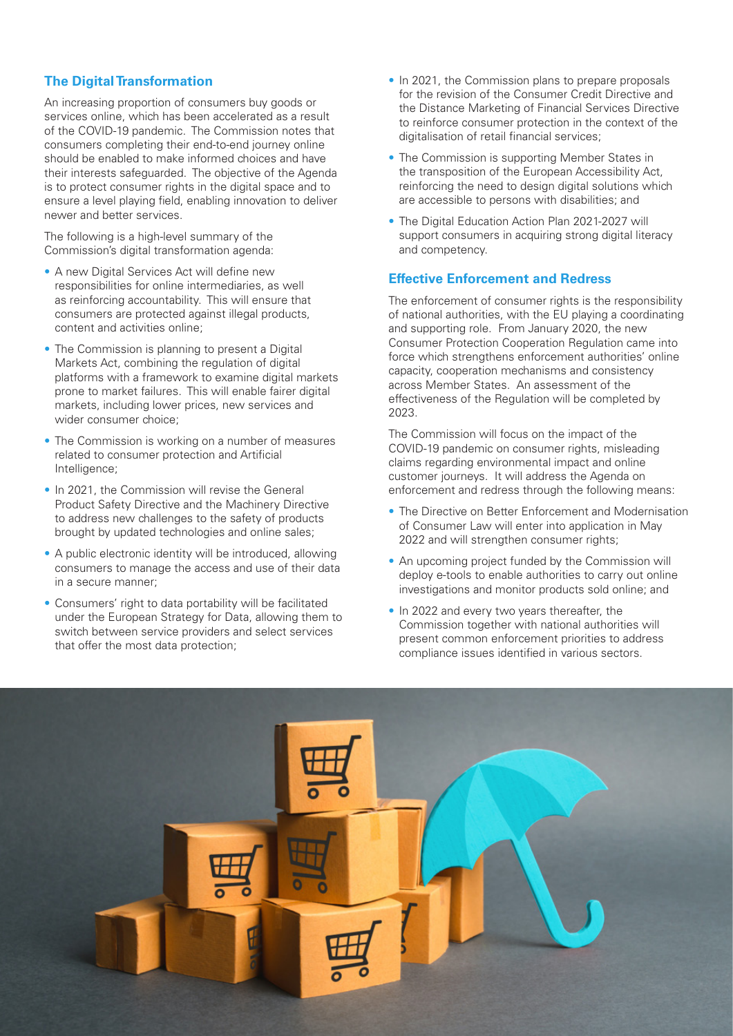## The Digital Transformation

An increasing proportion of consumers buy goods or services online, which has been accelerated as a result of the COVID-19 pandemic. The Commission notes that consumers completing their end-to-end journey online should be enabled to make informed choices and have their interests safeguarded. The objective of the Agenda is to protect consumer rights in the digital space and to ensure a level playing field, enabling innovation to deliver newer and better services.

The following is a high-level summary of the Commission's digital transformation agenda:

- A new Digital Services Act will define new responsibilities for online intermediaries, as well as reinforcing accountability. This will ensure that consumers are protected against illegal products, content and activities online;
- The Commission is planning to present a Digital Markets Act, combining the regulation of digital platforms with a framework to examine digital markets prone to market failures. This will enable fairer digital markets, including lower prices, new services and wider consumer choice;
- The Commission is working on a number of measures related to consumer protection and Artificial Intelligence;
- In 2021, the Commission will revise the General Product Safety Directive and the Machinery Directive to address new challenges to the safety of products brought by updated technologies and online sales;
- A public electronic identity will be introduced, allowing consumers to manage the access and use of their data in a secure manner;
- Consumers' right to data portability will be facilitated under the European Strategy for Data, allowing them to switch between service providers and select services that offer the most data protection;
- In 2021, the Commission plans to prepare proposals for the revision of the Consumer Credit Directive and the Distance Marketing of Financial Services Directive to reinforce consumer protection in the context of the digitalisation of retail financial services;
- The Commission is supporting Member States in the transposition of the European Accessibility Act, reinforcing the need to design digital solutions which are accessible to persons with disabilities; and
- The Digital Education Action Plan 2021-2027 will support consumers in acquiring strong digital literacy and competency.

## Effective Enforcement and Redress

The enforcement of consumer rights is the responsibility of national authorities, with the EU playing a coordinating and supporting role. From January 2020, the new Consumer Protection Cooperation Regulation came into force which strengthens enforcement authorities' online capacity, cooperation mechanisms and consistency across Member States. An assessment of the effectiveness of the Regulation will be completed by 2023.

The Commission will focus on the impact of the COVID-19 pandemic on consumer rights, misleading claims regarding environmental impact and online customer journeys. It will address the Agenda on enforcement and redress through the following means:

- The Directive on Better Enforcement and Modernisation of Consumer Law will enter into application in May 2022 and will strengthen consumer rights;
- An upcoming project funded by the Commission will deploy e-tools to enable authorities to carry out online investigations and monitor products sold online; and
- In 2022 and every two years thereafter, the Commission together with national authorities will present common enforcement priorities to address compliance issues identified in various sectors.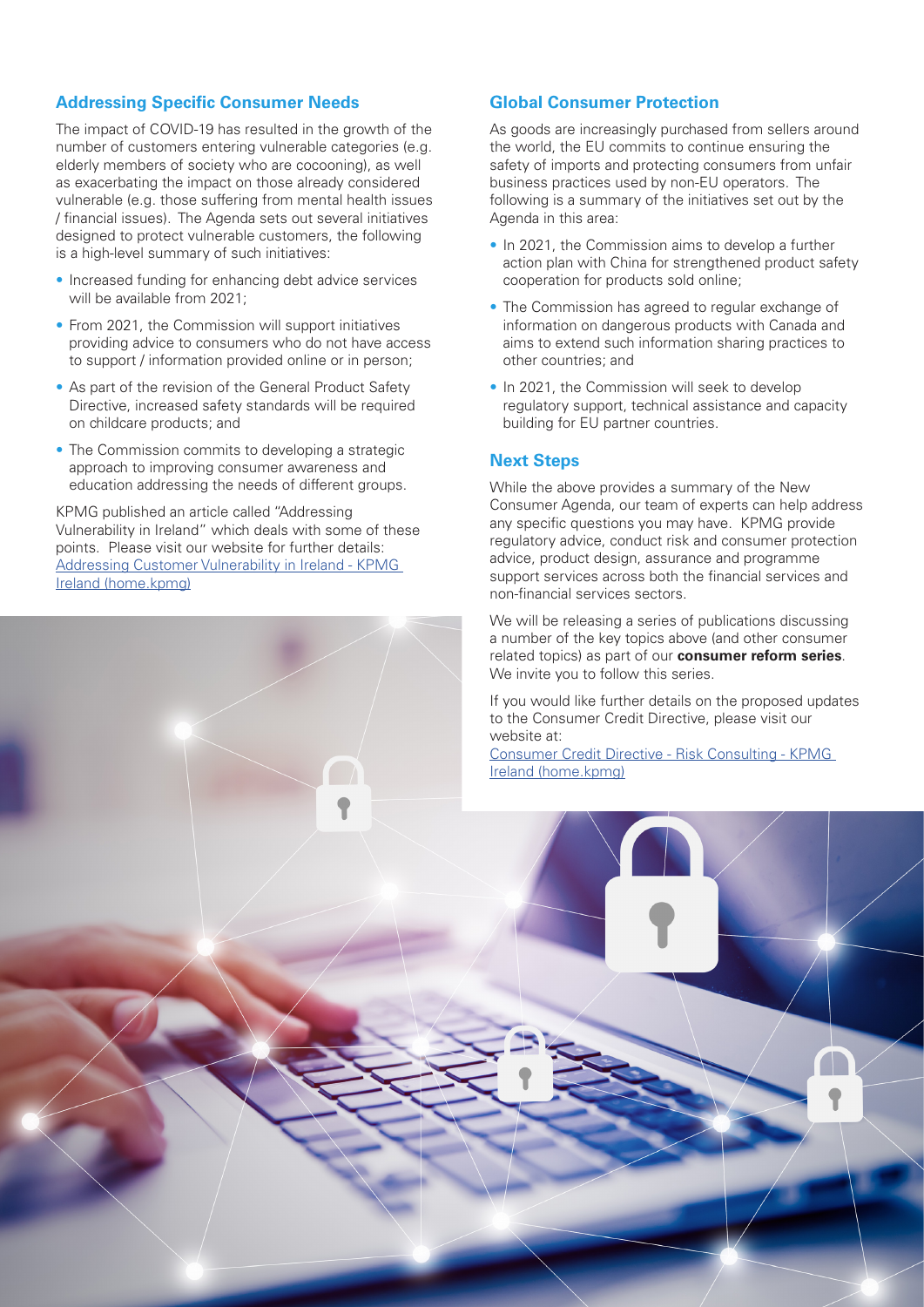## Addressing Specific Consumer Needs

The impact of COVID-19 has resulted in the growth of the number of customers entering vulnerable categories (e.g. elderly members of society who are cocooning), as well as exacerbating the impact on those already considered vulnerable (e.g. those suffering from mental health issues / financial issues). The Agenda sets out several initiatives designed to protect vulnerable customers, the following is a high-level summary of such initiatives:

- Increased funding for enhancing debt advice services will be available from 2021;
- From 2021, the Commission will support initiatives providing advice to consumers who do not have access to support / information provided online or in person;
- As part of the revision of the General Product Safety Directive, increased safety standards will be required on childcare products; and
- The Commission commits to developing a strategic approach to improving consumer awareness and education addressing the needs of different groups.

KPMG published an article called "Addressing Vulnerability in Ireland" which deals with some of these points. Please visit our website for further details: [Addressing Customer Vulnerability in Ireland - KPMG Ireland (home.kpmg)]

## Global Consumer Protection

As goods are increasingly purchased from sellers around the world, the EU commits to continue ensuring the safety of imports and protecting consumers from unfair business practices used by non-EU operators. The following is a summary of the initiatives set out by the Agenda in this area:

- In 2021, the Commission aims to develop a further action plan with China for strengthened product safety cooperation for products sold online;
- The Commission has agreed to regular exchange of information on dangerous products with Canada and aims to extend such information sharing practices to other countries; and
- In 2021, the Commission will seek to develop regulatory support, technical assistance and capacity building for EU partner countries.

## Next Steps

While the above provides a summary of the New Consumer Agenda, our team of experts can help address any specific questions you may have. KPMG provide regulatory advice, conduct risk and consumer protection advice, product design, assurance and programme support services across both the financial services and non-financial services sectors.

We will be releasing a series of publications discussing a number of the key topics above (and other consumer related topics) as part of our **consumer reform series**. We invite you to follow this series.

If you would like further details on the proposed updates to the Consumer Credit Directive, please visit our website at:
[Consumer Credit Directive - Risk Consulting - KPMG Ireland (home.kpmg)]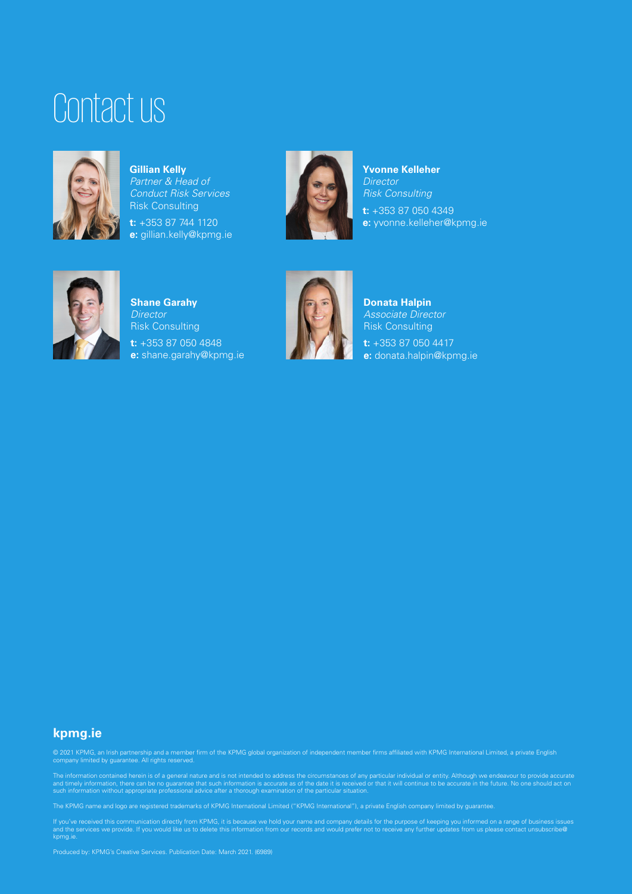# Contact us

**Gillian Kelly**
*Partner & Head of Conduct Risk Services*
Risk Consulting
**t:** +353 87 744 1120
**e:** gillian.kelly@kpmg.ie

**Yvonne Kelleher**
*Director*
*Risk Consulting*
**t:** +353 87 050 4349
**e:** yvonne.kelleher@kpmg.ie

**Shane Garahy**
*Director*
Risk Consulting
**t:** +353 87 050 4848
**e:** shane.garahy@kpmg.ie

**Donata Halpin**
*Associate Director*
Risk Consulting
**t:** +353 87 050 4417
**e:** donata.halpin@kpmg.ie

**kpmg.ie**

© 2021 KPMG, an Irish partnership and a member firm of the KPMG global organization of independent member firms affiliated with KPMG International Limited, a private English company limited by guarantee. All rights reserved.

The information contained herein is of a general nature and is not intended to address the circumstances of any particular individual or entity. Although we endeavour to provide accurate and timely information, there can be no guarantee that such information is accurate as of the date it is received or that it will continue to be accurate in the future. No one should act on such information without appropriate professional advice after a thorough examination of the particular situation.

The KPMG name and logo are registered trademarks of KPMG International Limited ("KPMG International"), a private English company limited by guarantee.

If you've received this communication directly from KPMG, it is because we hold your name and company details for the purpose of keeping you informed on a range of business issues and the services we provide. If you would like us to delete this information from our records and would prefer not to receive any further updates from us please contact unsubscribe@kpmg.ie.

Produced by: KPMG's Creative Services. Publication Date: March 2021. (6989)